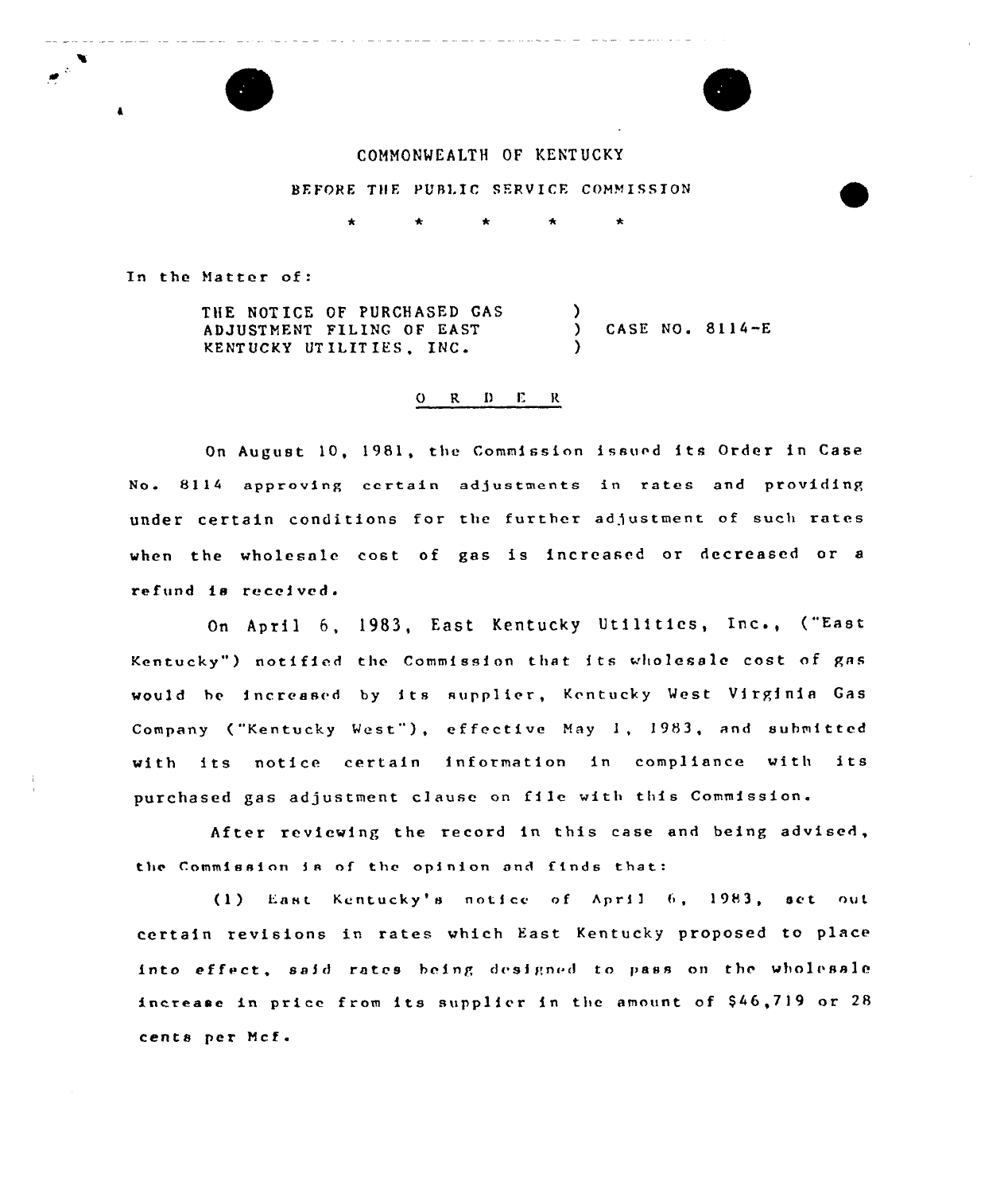COMMONWEALTH OF KENTUCKY

BEFORE THE PUBLIC SERVICE COMMISSION

\* \* \* \* \*

In the Matter of:

THE NOTICE OF PURCHASED GAS ADJUSTMENT FILING OF EAST KENTUCKY UTILITIES, INC. ) CASE NO. 8114-E

O R D E R

On August 10, 1981, the Commission issued its Order in Case No. 8114 approving certain adjustments in rates and providing under certain conditions for the further adjustment of such rates when the wholesale cost of gas is increased or decreased or a refund is received.

On April 6, 1983, East Kentucky Utilities, Inc., ("East Kentucky") notified the Commission that its wholesale cost of gas would be increased by its supplier, Kentucky West Virginia Gas Company ("Kentucky West"), effective May 1, 1983, and submitted with its notice certain information in compliance with its purchased gas adjustment clause on file with this Commission.

After reviewing the record in this case and being advised, the Commission is of the opinion and finds that:

(1) East Kentucky's notice of April 6, 1983, set out certain revisions in rates which East Kentucky proposed to place into effect, said rates being designed to pass on the wholesale increase in price from its supplier in the amount of $46,719 or 28 cents per Mcf.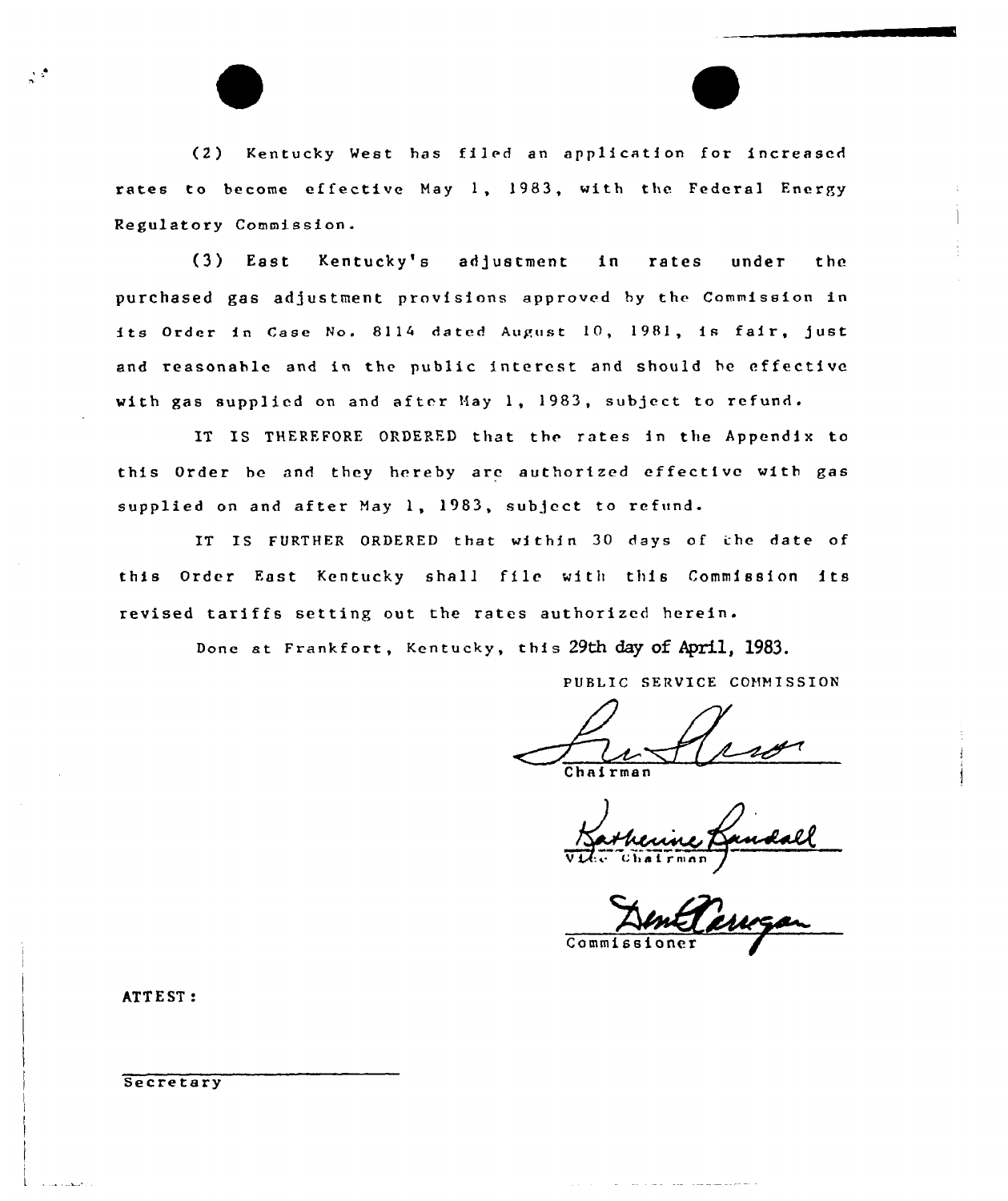(2) Kentucky West has filed an application for increased rates to become effective May 1, 1983, with the Federal Energy Regulatory Commission.

(3) East Kentucky's adjustment in rates under the purchased gas adjustment provisions approved by the Commission in its Order in Case No. 8114 dated August 10, 1981, is fair, just and reasonable and in the public interest and should be effective with gas supplied on and after May 1, 1983, subject to refund.

IT IS THEREFORE ORDERED that the rates in the Appendix to this Order be and they hereby are authorized effective with gas supplied on and after May 1, 1983, subject to refund.

IT IS FURTHER ORDERED that within 30 days of the date of this Order East Kentucky shall file with this Commission its revised tariffs setting out the rates authorized herein.

Done at Frankfort, Kentucky, this 29th day of April, 1983.

PUBLIC SERVICE COMMISSION

Chairman

Katherine Randall
Vice Chairman

Commissioner

ATTEST:

Secretary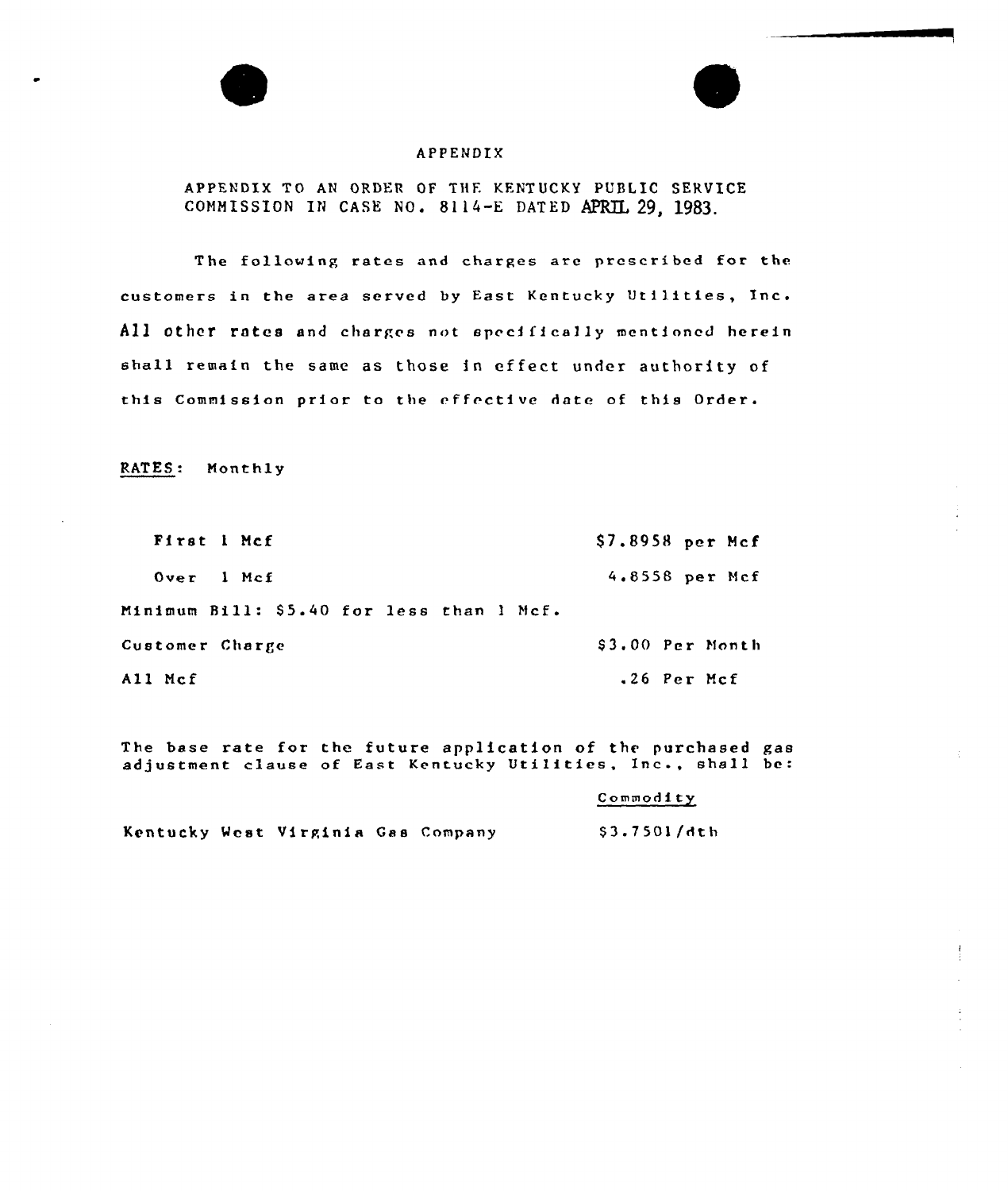# APPENDIX

APPENDIX TO AN ORDER OF THE KENTUCKY PUBLIC SERVICE COMMISSION IN CASE NO. 8114-E DATED APRIL 29, 1983.

The following rates and charges are prescribed for the customers in the area served by East Kentucky Utilities, Inc. All other rates and charges not specifically mentioned herein shall remain the same as those in effect under authority of this Commission prior to the effective date of this Order.

RATES: Monthly

| | |
|---|---|
| First 1 Mcf | $7.8958 per Mcf |
| Over 1 Mcf | 4.8558 per Mcf |
| Minimum Bill: $5.40 for less than 1 Mcf. | |
| Customer Charge | $3.00 Per Month |
| All Mcf | .26 Per Mcf |

The base rate for the future application of the purchased gas adjustment clause of East Kentucky Utilities, Inc., shall be:

| | Commodity |
|---|---|
| Kentucky West Virginia Gas Company | $3.7501/dth |